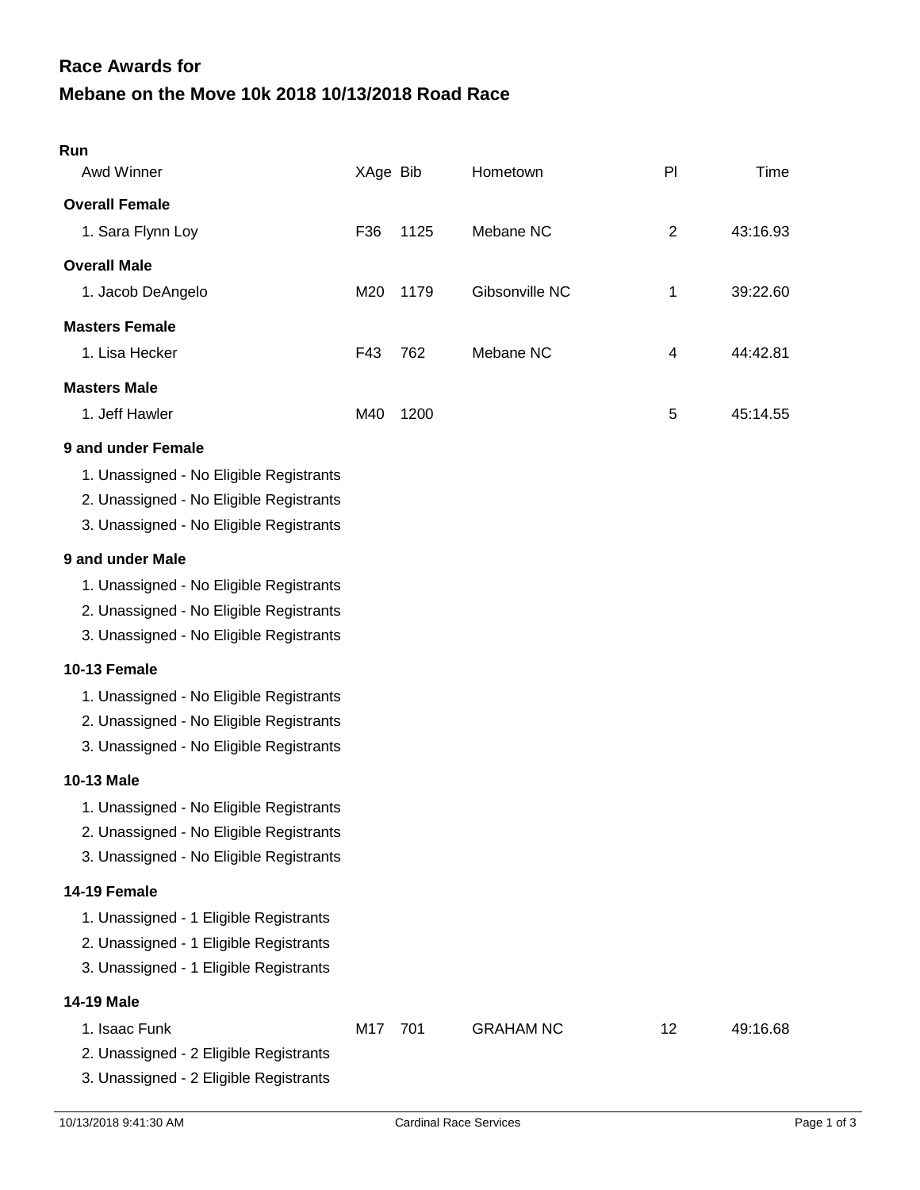# Race Awards for

# Mebane on the Move 10k 2018 10/13/2018 Road Race

**Run**

| Awd Winner | XAge | Bib | Hometown | Pl | Time |
|---|---|---|---|---|---|
| **Overall Female** | | | | | |
| 1. Sara Flynn Loy | F36 | 1125 | Mebane NC | 2 | 43:16.93 |
| **Overall Male** | | | | | |
| 1. Jacob DeAngelo | M20 | 1179 | Gibsonville NC | 1 | 39:22.60 |
| **Masters Female** | | | | | |
| 1. Lisa Hecker | F43 | 762 | Mebane NC | 4 | 44:42.81 |
| **Masters Male** | | | | | |
| 1. Jeff Hawler | M40 | 1200 | | 5 | 45:14.55 |
| **9 and under Female** | | | | | |
| 1. Unassigned - No Eligible Registrants | | | | | |
| 2. Unassigned - No Eligible Registrants | | | | | |
| 3. Unassigned - No Eligible Registrants | | | | | |
| **9 and under Male** | | | | | |
| 1. Unassigned - No Eligible Registrants | | | | | |
| 2. Unassigned - No Eligible Registrants | | | | | |
| 3. Unassigned - No Eligible Registrants | | | | | |
| **10-13 Female** | | | | | |
| 1. Unassigned - No Eligible Registrants | | | | | |
| 2. Unassigned - No Eligible Registrants | | | | | |
| 3. Unassigned - No Eligible Registrants | | | | | |
| **10-13 Male** | | | | | |
| 1. Unassigned - No Eligible Registrants | | | | | |
| 2. Unassigned - No Eligible Registrants | | | | | |
| 3. Unassigned - No Eligible Registrants | | | | | |
| **14-19 Female** | | | | | |
| 1. Unassigned - 1 Eligible Registrants | | | | | |
| 2. Unassigned - 1 Eligible Registrants | | | | | |
| 3. Unassigned - 1 Eligible Registrants | | | | | |
| **14-19 Male** | | | | | |
| 1. Isaac Funk | M17 | 701 | GRAHAM NC | 12 | 49:16.68 |
| 2. Unassigned - 2 Eligible Registrants | | | | | |
| 3. Unassigned - 2 Eligible Registrants | | | | | |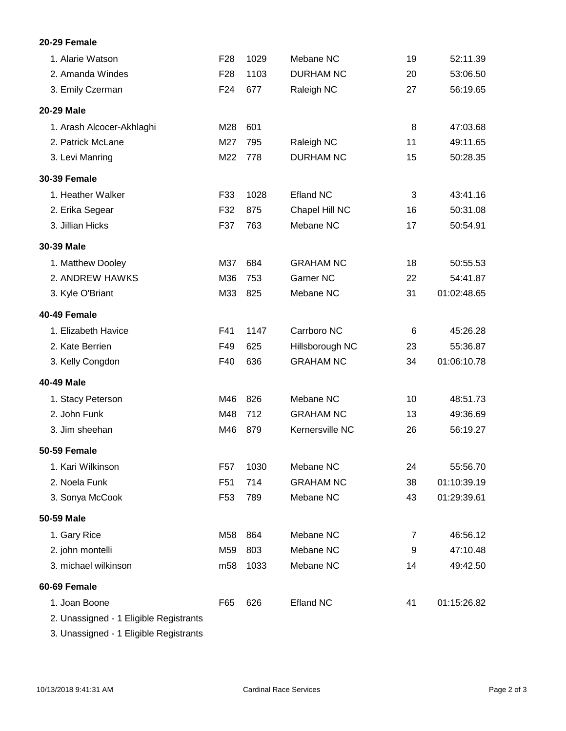**20-29 Female**

| | | | | | |
|---|---|---|---|---|---|
| 1. Alarie Watson | F28 | 1029 | Mebane NC | 19 | 52:11.39 |
| 2. Amanda Windes | F28 | 1103 | DURHAM NC | 20 | 53:06.50 |
| 3. Emily Czerman | F24 | 677 | Raleigh NC | 27 | 56:19.65 |

**20-29 Male**

| | | | | | |
|---|---|---|---|---|---|
| 1. Arash Alcocer-Akhlaghi | M28 | 601 | | 8 | 47:03.68 |
| 2. Patrick McLane | M27 | 795 | Raleigh NC | 11 | 49:11.65 |
| 3. Levi Manring | M22 | 778 | DURHAM NC | 15 | 50:28.35 |

**30-39 Female**

| | | | | | |
|---|---|---|---|---|---|
| 1. Heather Walker | F33 | 1028 | Efland NC | 3 | 43:41.16 |
| 2. Erika Segear | F32 | 875 | Chapel Hill NC | 16 | 50:31.08 |
| 3. Jillian Hicks | F37 | 763 | Mebane NC | 17 | 50:54.91 |

**30-39 Male**

| | | | | | |
|---|---|---|---|---|---|
| 1. Matthew Dooley | M37 | 684 | GRAHAM NC | 18 | 50:55.53 |
| 2. ANDREW HAWKS | M36 | 753 | Garner NC | 22 | 54:41.87 |
| 3. Kyle O'Briant | M33 | 825 | Mebane NC | 31 | 01:02:48.65 |

**40-49 Female**

| | | | | | |
|---|---|---|---|---|---|
| 1. Elizabeth Havice | F41 | 1147 | Carrboro NC | 6 | 45:26.28 |
| 2. Kate Berrien | F49 | 625 | Hillsborough NC | 23 | 55:36.87 |
| 3. Kelly Congdon | F40 | 636 | GRAHAM NC | 34 | 01:06:10.78 |

**40-49 Male**

| | | | | | |
|---|---|---|---|---|---|
| 1. Stacy Peterson | M46 | 826 | Mebane NC | 10 | 48:51.73 |
| 2. John Funk | M48 | 712 | GRAHAM NC | 13 | 49:36.69 |
| 3. Jim sheehan | M46 | 879 | Kernersville NC | 26 | 56:19.27 |

**50-59 Female**

| | | | | | |
|---|---|---|---|---|---|
| 1. Kari Wilkinson | F57 | 1030 | Mebane NC | 24 | 55:56.70 |
| 2. Noela Funk | F51 | 714 | GRAHAM NC | 38 | 01:10:39.19 |
| 3. Sonya McCook | F53 | 789 | Mebane NC | 43 | 01:29:39.61 |

**50-59 Male**

| | | | | | |
|---|---|---|---|---|---|
| 1. Gary Rice | M58 | 864 | Mebane NC | 7 | 46:56.12 |
| 2. john montelli | M59 | 803 | Mebane NC | 9 | 47:10.48 |
| 3. michael wilkinson | m58 | 1033 | Mebane NC | 14 | 49:42.50 |

**60-69 Female**

| | | | | | |
|---|---|---|---|---|---|
| 1. Joan Boone | F65 | 626 | Efland NC | 41 | 01:15:26.82 |
| 2. Unassigned - 1 Eligible Registrants | | | | | |
| 3. Unassigned - 1 Eligible Registrants | | | | | |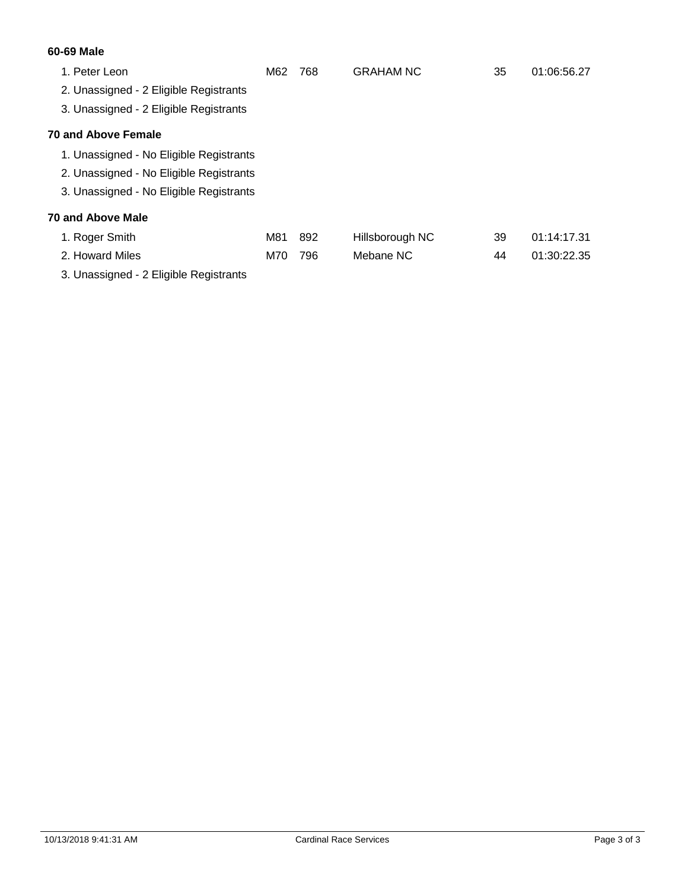**60-69 Male**

| | | | | | |
|---|---|---|---|---|---|
| 1. Peter Leon | M62 | 768 | GRAHAM NC | 35 | 01:06:56.27 |
| 2. Unassigned - 2 Eligible Registrants | | | | | |
| 3. Unassigned - 2 Eligible Registrants | | | | | |

**70 and Above Female**

1. Unassigned - No Eligible Registrants
2. Unassigned - No Eligible Registrants
3. Unassigned - No Eligible Registrants

**70 and Above Male**

| | | | | | |
|---|---|---|---|---|---|
| 1. Roger Smith | M81 | 892 | Hillsborough NC | 39 | 01:14:17.31 |
| 2. Howard Miles | M70 | 796 | Mebane NC | 44 | 01:30:22.35 |
| 3. Unassigned - 2 Eligible Registrants | | | | | |

10/13/2018 9:41:31 AM Cardinal Race Services